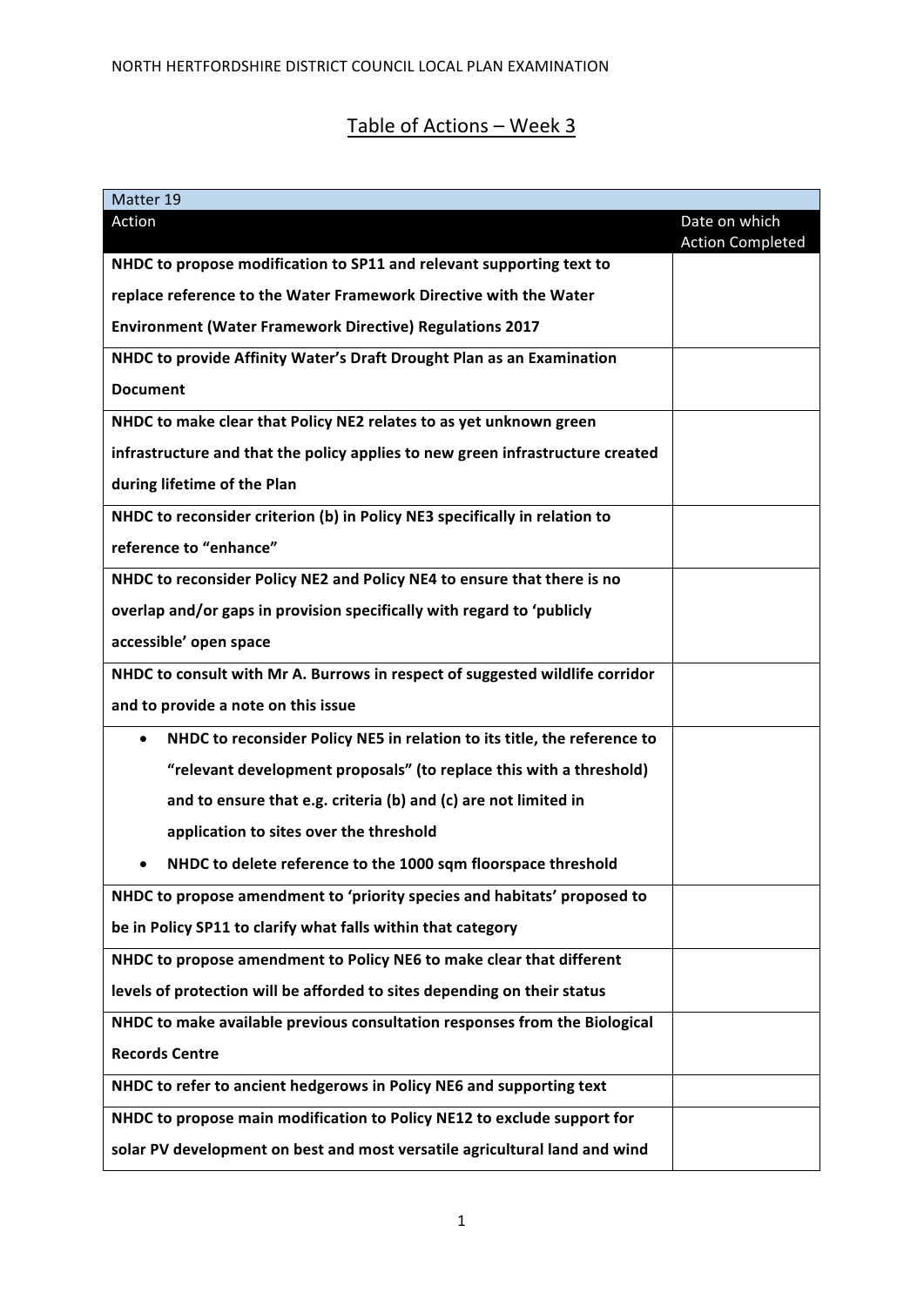NORTH HERTFORDSHIRE DISTRICT COUNCIL LOCAL PLAN EXAMINATION

# Table of Actions – Week 3

| Matter 19 | |
|---|---|
| **Action** | **Date on which Action Completed** |
| **NHDC to propose modification to SP11 and relevant supporting text to replace reference to the Water Framework Directive with the Water Environment (Water Framework Directive) Regulations 2017** | |
| **NHDC to provide Affinity Water's Draft Drought Plan as an Examination Document** | |
| **NHDC to make clear that Policy NE2 relates to as yet unknown green infrastructure and that the policy applies to new green infrastructure created during lifetime of the Plan** | |
| **NHDC to reconsider criterion (b) in Policy NE3 specifically in relation to reference to "enhance"** | |
| **NHDC to reconsider Policy NE2 and Policy NE4 to ensure that there is no overlap and/or gaps in provision specifically with regard to 'publicly accessible' open space** | |
| **NHDC to consult with Mr A. Burrows in respect of suggested wildlife corridor and to provide a note on this issue** | |
| • **NHDC to reconsider Policy NE5 in relation to its title, the reference to "relevant development proposals" (to replace this with a threshold) and to ensure that e.g. criteria (b) and (c) are not limited in application to sites over the threshold**<br>• **NHDC to delete reference to the 1000 sqm floorspace threshold** | |
| **NHDC to propose amendment to 'priority species and habitats' proposed to be in Policy SP11 to clarify what falls within that category** | |
| **NHDC to propose amendment to Policy NE6 to make clear that different levels of protection will be afforded to sites depending on their status** | |
| **NHDC to make available previous consultation responses from the Biological Records Centre** | |
| **NHDC to refer to ancient hedgerows in Policy NE6 and supporting text** | |
| **NHDC to propose main modification to Policy NE12 to exclude support for solar PV development on best and most versatile agricultural land and wind** | |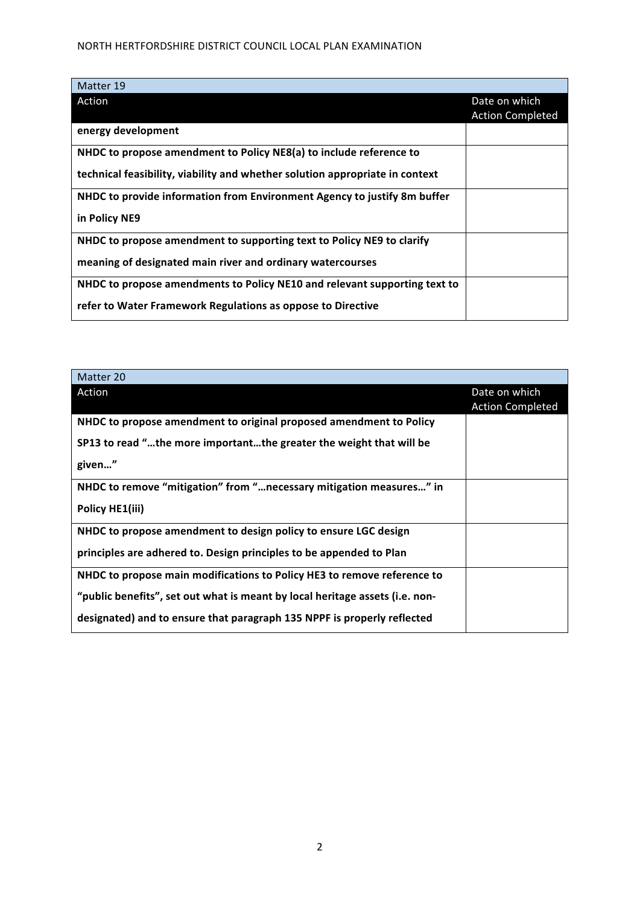| Matter 19 | |
| --- | --- |
| Action | Date on which Action Completed |
| **energy development** | |
| **NHDC to propose amendment to Policy NE8(a) to include reference to technical feasibility, viability and whether solution appropriate in context** | |
| **NHDC to provide information from Environment Agency to justify 8m buffer in Policy NE9** | |
| **NHDC to propose amendment to supporting text to Policy NE9 to clarify meaning of designated main river and ordinary watercourses** | |
| **NHDC to propose amendments to Policy NE10 and relevant supporting text to refer to Water Framework Regulations as oppose to Directive** | |

| Matter 20 | |
| --- | --- |
| Action | Date on which Action Completed |
| **NHDC to propose amendment to original proposed amendment to Policy SP13 to read "…the more important…the greater the weight that will be given…"** | |
| **NHDC to remove "mitigation" from "…necessary mitigation measures…" in Policy HE1(iii)** | |
| **NHDC to propose amendment to design policy to ensure LGC design principles are adhered to. Design principles to be appended to Plan** | |
| **NHDC to propose main modifications to Policy HE3 to remove reference to "public benefits", set out what is meant by local heritage assets (i.e. non-designated) and to ensure that paragraph 135 NPPF is properly reflected** | |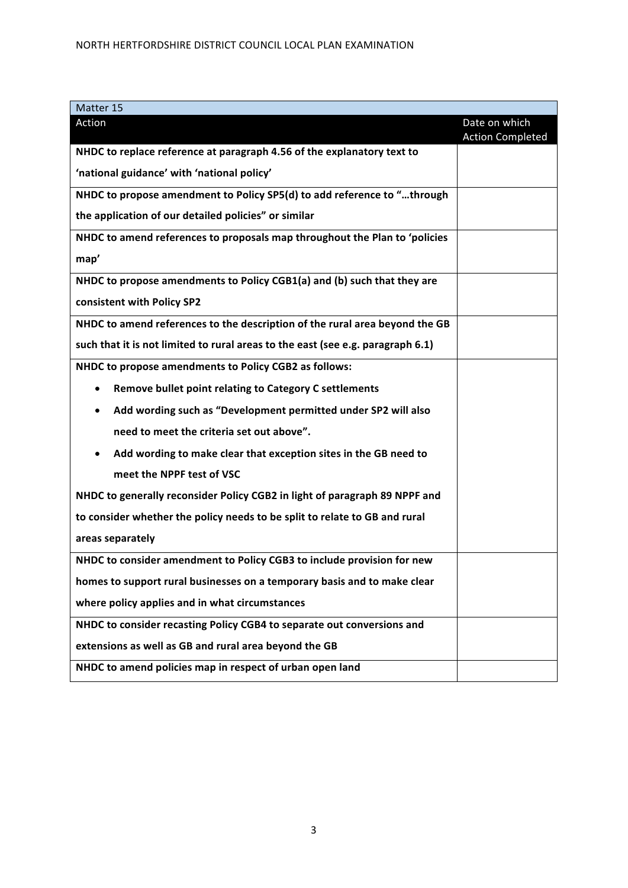| Matter 15 | |
|---|---|
| Action | Date on which Action Completed |
| **NHDC to replace reference at paragraph 4.56 of the explanatory text to 'national guidance' with 'national policy'** | |
| **NHDC to propose amendment to Policy SP5(d) to add reference to "…through the application of our detailed policies" or similar** | |
| **NHDC to amend references to proposals map throughout the Plan to 'policies map'** | |
| **NHDC to propose amendments to Policy CGB1(a) and (b) such that they are consistent with Policy SP2** | |
| **NHDC to amend references to the description of the rural area beyond the GB such that it is not limited to rural areas to the east (see e.g. paragraph 6.1)** | |
| **NHDC to propose amendments to Policy CGB2 as follows:**<br>• **Remove bullet point relating to Category C settlements**<br>• **Add wording such as "Development permitted under SP2 will also need to meet the criteria set out above".**<br>• **Add wording to make clear that exception sites in the GB need to meet the NPPF test of VSC**<br>**NHDC to generally reconsider Policy CGB2 in light of paragraph 89 NPPF and to consider whether the policy needs to be split to relate to GB and rural areas separately** | |
| **NHDC to consider amendment to Policy CGB3 to include provision for new homes to support rural businesses on a temporary basis and to make clear where policy applies and in what circumstances** | |
| **NHDC to consider recasting Policy CGB4 to separate out conversions and extensions as well as GB and rural area beyond the GB** | |
| **NHDC to amend policies map in respect of urban open land** | |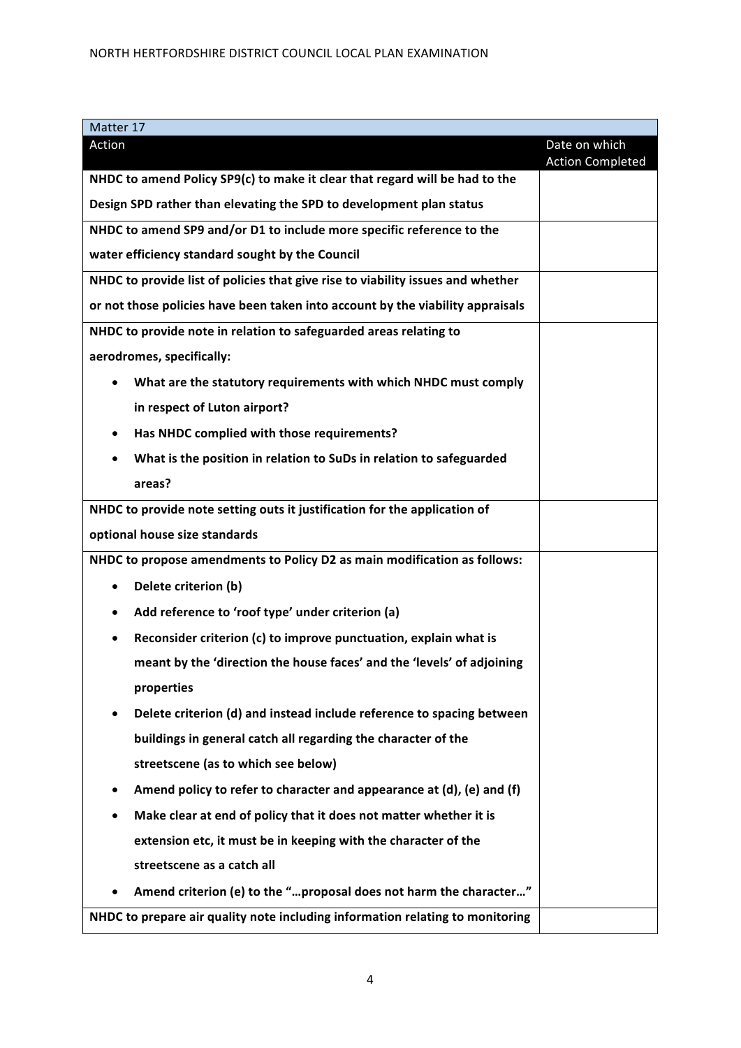| Matter 17 | |
|---|---|
| Action | Date on which Action Completed |
| **NHDC to amend Policy SP9(c) to make it clear that regard will be had to the Design SPD rather than elevating the SPD to development plan status** | |
| **NHDC to amend SP9 and/or D1 to include more specific reference to the water efficiency standard sought by the Council** | |
| **NHDC to provide list of policies that give rise to viability issues and whether or not those policies have been taken into account by the viability appraisals** | |
| **NHDC to provide note in relation to safeguarded areas relating to aerodromes, specifically:**<br>• **What are the statutory requirements with which NHDC must comply in respect of Luton airport?**<br>• **Has NHDC complied with those requirements?**<br>• **What is the position in relation to SuDs in relation to safeguarded areas?** | |
| **NHDC to provide note setting outs it justification for the application of optional house size standards** | |
| **NHDC to propose amendments to Policy D2 as main modification as follows:**<br>• **Delete criterion (b)**<br>• **Add reference to 'roof type' under criterion (a)**<br>• **Reconsider criterion (c) to improve punctuation, explain what is meant by the 'direction the house faces' and the 'levels' of adjoining properties**<br>• **Delete criterion (d) and instead include reference to spacing between buildings in general catch all regarding the character of the streetscene (as to which see below)**<br>• **Amend policy to refer to character and appearance at (d), (e) and (f)**<br>• **Make clear at end of policy that it does not matter whether it is extension etc, it must be in keeping with the character of the streetscene as a catch all**<br>• **Amend criterion (e) to the "…proposal does not harm the character…"** | |
| **NHDC to prepare air quality note including information relating to monitoring** | |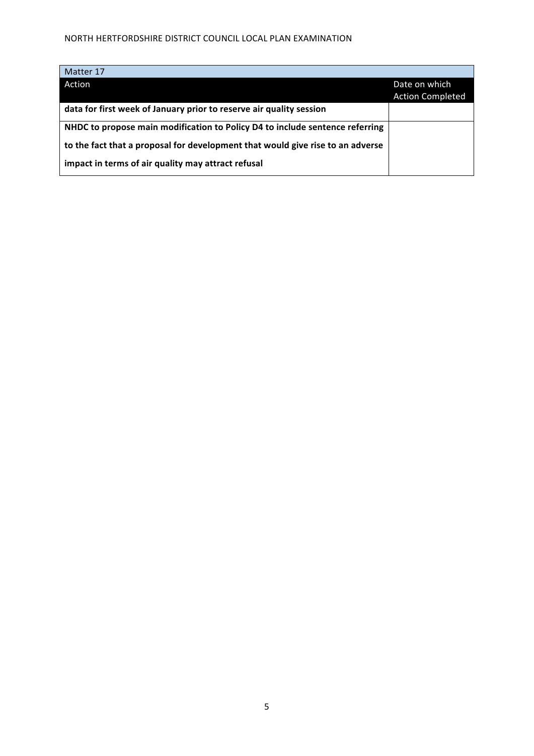| Matter 17 | |
|---|---|
| Action | Date on which Action Completed |
| **data for first week of January prior to reserve air quality session** | |
| **NHDC to propose main modification to Policy D4 to include sentence referring to the fact that a proposal for development that would give rise to an adverse impact in terms of air quality may attract refusal** | |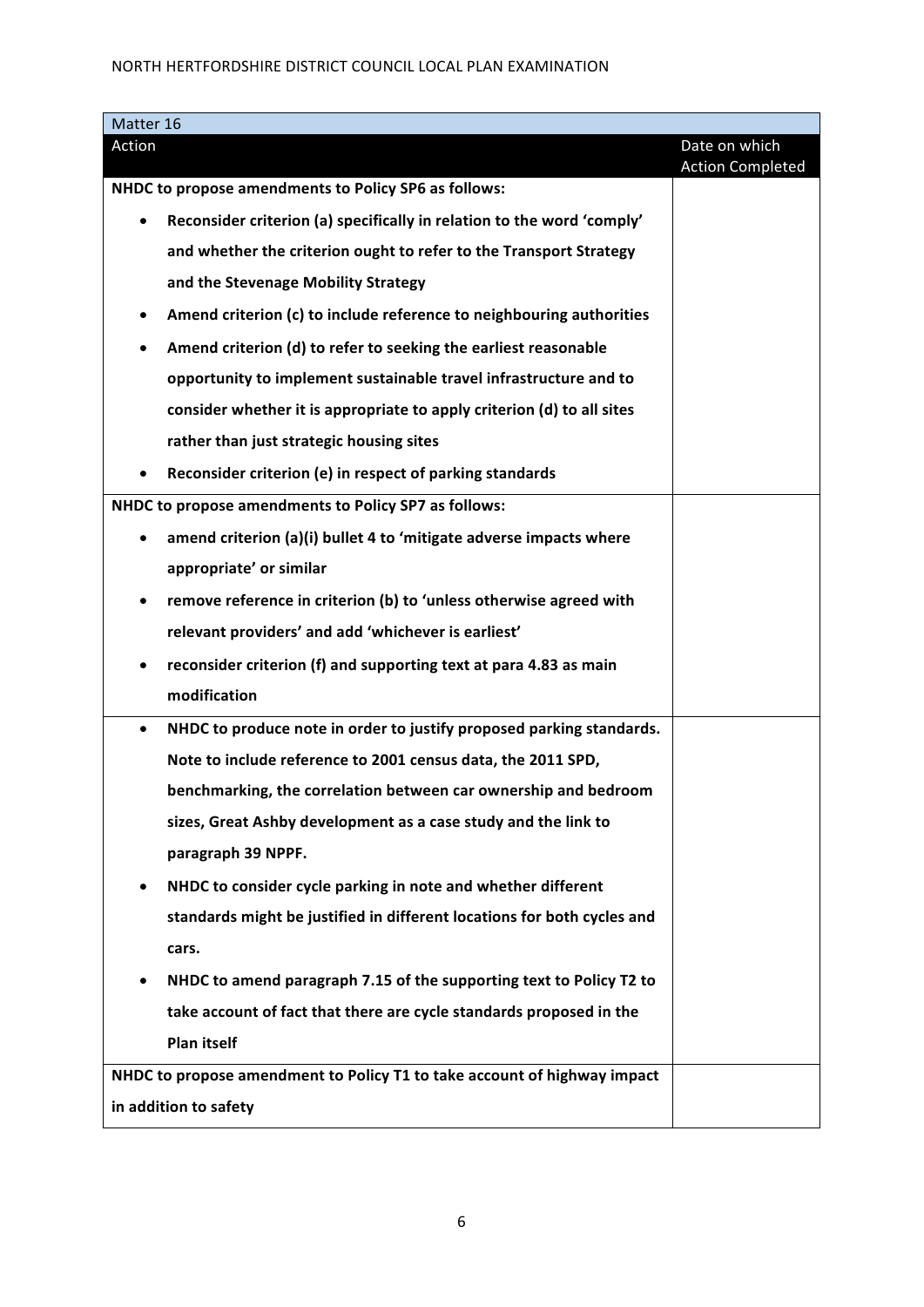| Matter 16 | |
|---|---|
| Action | Date on which Action Completed |
| **NHDC to propose amendments to Policy SP6 as follows:**<br>• **Reconsider criterion (a) specifically in relation to the word 'comply' and whether the criterion ought to refer to the Transport Strategy and the Stevenage Mobility Strategy**<br>• **Amend criterion (c) to include reference to neighbouring authorities**<br>• **Amend criterion (d) to refer to seeking the earliest reasonable opportunity to implement sustainable travel infrastructure and to consider whether it is appropriate to apply criterion (d) to all sites rather than just strategic housing sites**<br>• **Reconsider criterion (e) in respect of parking standards** | |
| **NHDC to propose amendments to Policy SP7 as follows:**<br>• **amend criterion (a)(i) bullet 4 to 'mitigate adverse impacts where appropriate' or similar**<br>• **remove reference in criterion (b) to 'unless otherwise agreed with relevant providers' and add 'whichever is earliest'**<br>• **reconsider criterion (f) and supporting text at para 4.83 as main modification** | |
| • **NHDC to produce note in order to justify proposed parking standards. Note to include reference to 2001 census data, the 2011 SPD, benchmarking, the correlation between car ownership and bedroom sizes, Great Ashby development as a case study and the link to paragraph 39 NPPF.**<br>• **NHDC to consider cycle parking in note and whether different standards might be justified in different locations for both cycles and cars.**<br>• **NHDC to amend paragraph 7.15 of the supporting text to Policy T2 to take account of fact that there are cycle standards proposed in the Plan itself** | |
| **NHDC to propose amendment to Policy T1 to take account of highway impact in addition to safety** | |